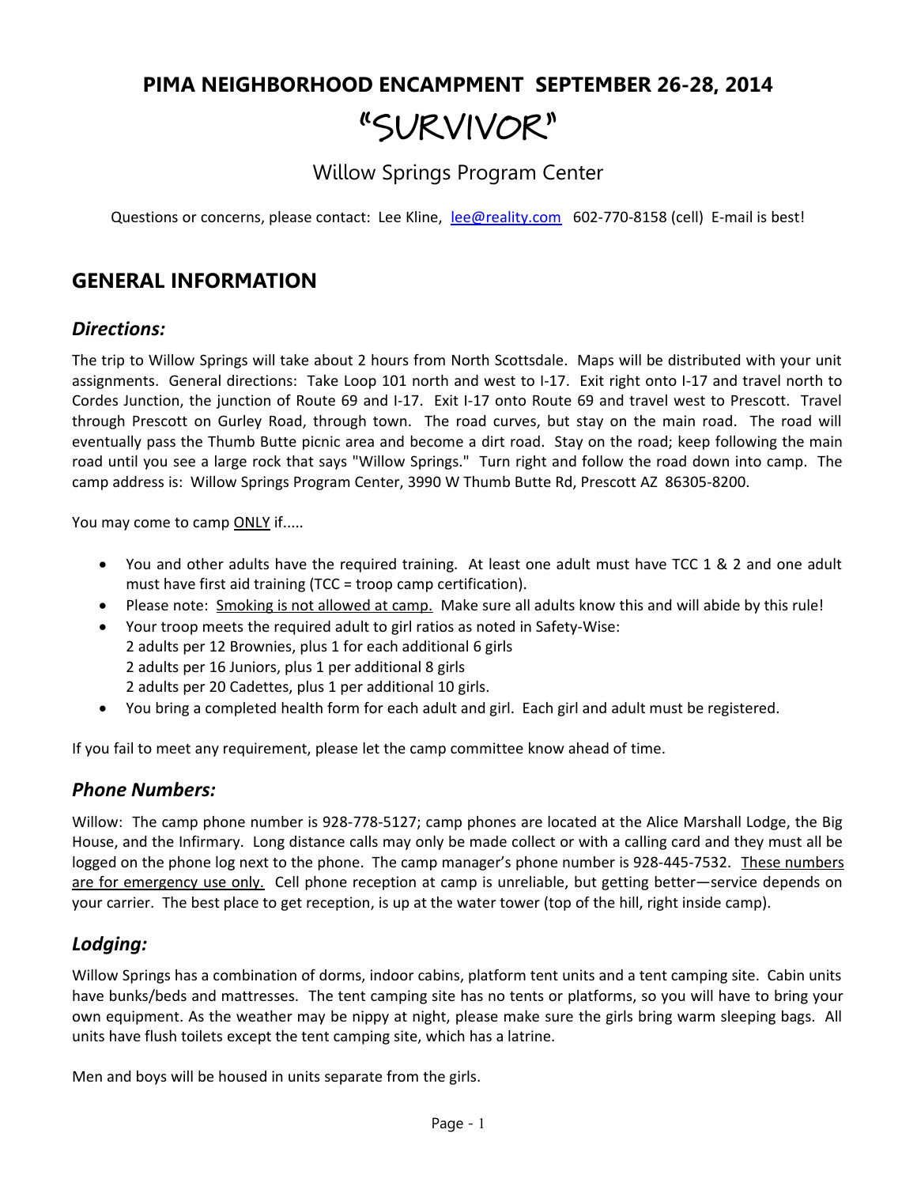# PIMA NEIGHBORHOOD ENCAMPMENT SEPTEMBER 26-28, 2014

# "SURVIVOR"

## Willow Springs Program Center

Questions or concerns, please contact: Lee Kline, lee@reality.com 602-770-8158 (cell) E-mail is best!

## GENERAL INFORMATION

### *Directions:*

The trip to Willow Springs will take about 2 hours from North Scottsdale. Maps will be distributed with your unit assignments. General directions: Take Loop 101 north and west to I-17. Exit right onto I-17 and travel north to Cordes Junction, the junction of Route 69 and I-17. Exit I-17 onto Route 69 and travel west to Prescott. Travel through Prescott on Gurley Road, through town. The road curves, but stay on the main road. The road will eventually pass the Thumb Butte picnic area and become a dirt road. Stay on the road; keep following the main road until you see a large rock that says "Willow Springs." Turn right and follow the road down into camp. The camp address is: Willow Springs Program Center, 3990 W Thumb Butte Rd, Prescott AZ 86305-8200.

You may come to camp ONLY if.....

- You and other adults have the required training. At least one adult must have TCC 1 & 2 and one adult must have first aid training (TCC = troop camp certification).
- Please note: Smoking is not allowed at camp. Make sure all adults know this and will abide by this rule!
- Your troop meets the required adult to girl ratios as noted in Safety-Wise:
  2 adults per 12 Brownies, plus 1 for each additional 6 girls
  2 adults per 16 Juniors, plus 1 per additional 8 girls
  2 adults per 20 Cadettes, plus 1 per additional 10 girls.
- You bring a completed health form for each adult and girl. Each girl and adult must be registered.

If you fail to meet any requirement, please let the camp committee know ahead of time.

### *Phone Numbers:*

Willow: The camp phone number is 928-778-5127; camp phones are located at the Alice Marshall Lodge, the Big House, and the Infirmary. Long distance calls may only be made collect or with a calling card and they must all be logged on the phone log next to the phone. The camp manager's phone number is 928-445-7532. These numbers are for emergency use only. Cell phone reception at camp is unreliable, but getting better—service depends on your carrier. The best place to get reception, is up at the water tower (top of the hill, right inside camp).

### *Lodging:*

Willow Springs has a combination of dorms, indoor cabins, platform tent units and a tent camping site. Cabin units have bunks/beds and mattresses. The tent camping site has no tents or platforms, so you will have to bring your own equipment. As the weather may be nippy at night, please make sure the girls bring warm sleeping bags. All units have flush toilets except the tent camping site, which has a latrine.

Men and boys will be housed in units separate from the girls.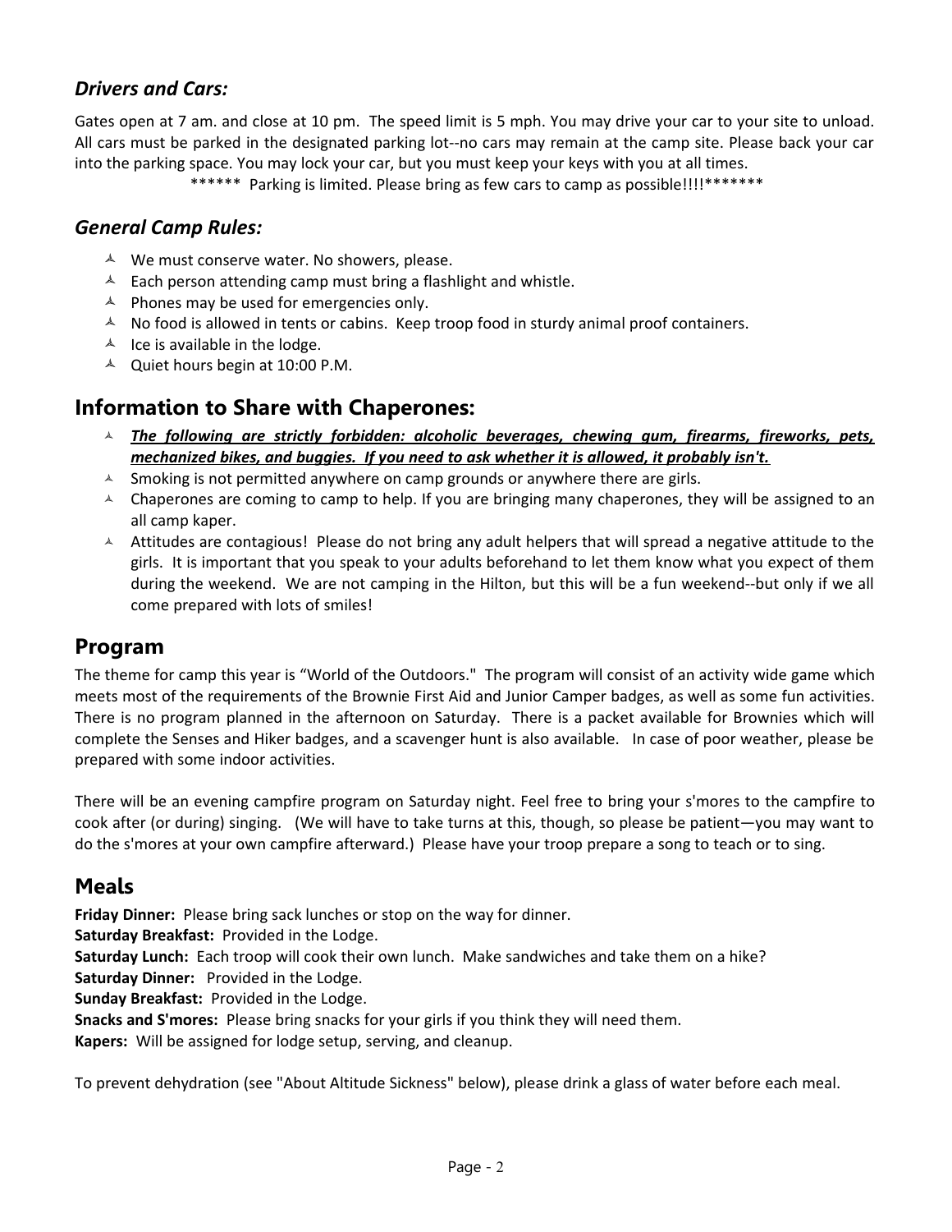### *Drivers and Cars:*

Gates open at 7 am. and close at 10 pm. The speed limit is 5 mph. You may drive your car to your site to unload. All cars must be parked in the designated parking lot--no cars may remain at the camp site. Please back your car into the parking space. You may lock your car, but you must keep your keys with you at all times.

****** Parking is limited. Please bring as few cars to camp as possible!!!!*******

### *General Camp Rules:*

- We must conserve water. No showers, please.
- Each person attending camp must bring a flashlight and whistle.
- Phones may be used for emergencies only.
- No food is allowed in tents or cabins. Keep troop food in sturdy animal proof containers.
- Ice is available in the lodge.
- Quiet hours begin at 10:00 P.M.

## Information to Share with Chaperones:

- ***<u>The following are strictly forbidden: alcoholic beverages, chewing gum, firearms, fireworks, pets, mechanized bikes, and buggies. If you need to ask whether it is allowed, it probably isn't.</u>***
- Smoking is not permitted anywhere on camp grounds or anywhere there are girls.
- Chaperones are coming to camp to help. If you are bringing many chaperones, they will be assigned to an all camp kaper.
- Attitudes are contagious! Please do not bring any adult helpers that will spread a negative attitude to the girls. It is important that you speak to your adults beforehand to let them know what you expect of them during the weekend. We are not camping in the Hilton, but this will be a fun weekend--but only if we all come prepared with lots of smiles!

## Program

The theme for camp this year is "World of the Outdoors." The program will consist of an activity wide game which meets most of the requirements of the Brownie First Aid and Junior Camper badges, as well as some fun activities. There is no program planned in the afternoon on Saturday. There is a packet available for Brownies which will complete the Senses and Hiker badges, and a scavenger hunt is also available. In case of poor weather, please be prepared with some indoor activities.

There will be an evening campfire program on Saturday night. Feel free to bring your s'mores to the campfire to cook after (or during) singing. (We will have to take turns at this, though, so please be patient—you may want to do the s'mores at your own campfire afterward.) Please have your troop prepare a song to teach or to sing.

## Meals

**Friday Dinner:** Please bring sack lunches or stop on the way for dinner.
**Saturday Breakfast:** Provided in the Lodge.
**Saturday Lunch:** Each troop will cook their own lunch. Make sandwiches and take them on a hike?
**Saturday Dinner:** Provided in the Lodge.
**Sunday Breakfast:** Provided in the Lodge.
**Snacks and S'mores:** Please bring snacks for your girls if you think they will need them.
**Kapers:** Will be assigned for lodge setup, serving, and cleanup.

To prevent dehydration (see "About Altitude Sickness" below), please drink a glass of water before each meal.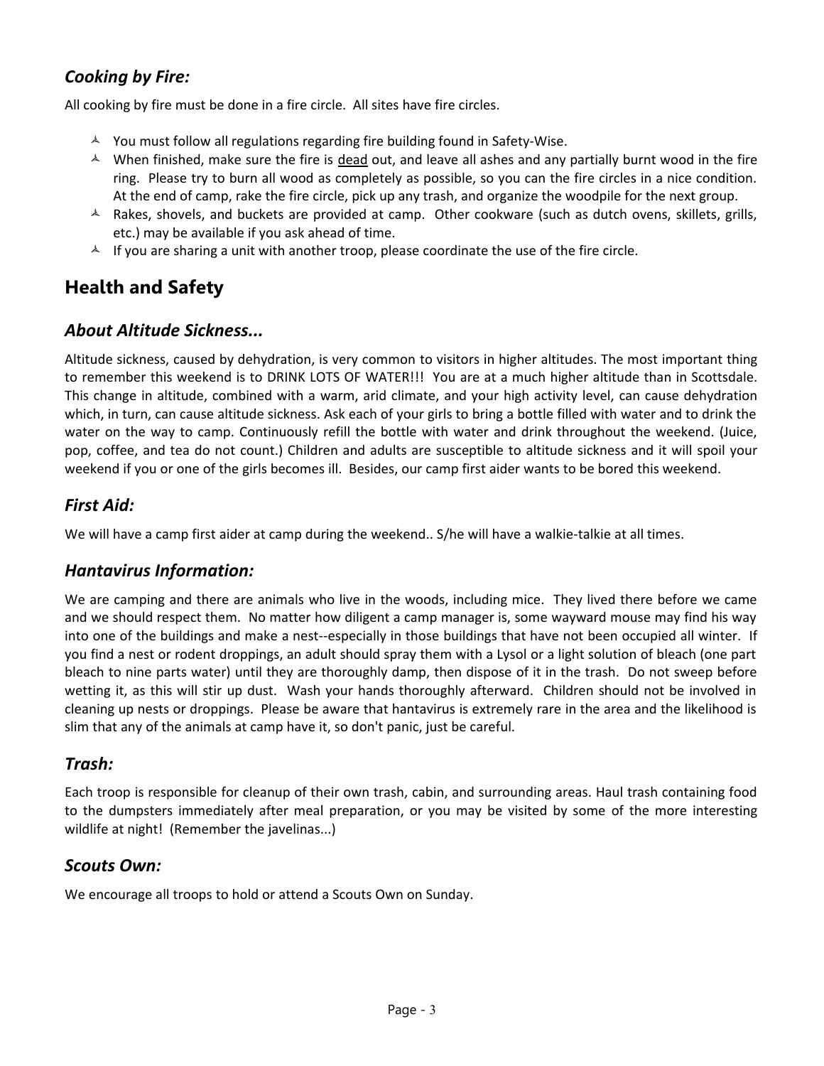### *Cooking by Fire:*

All cooking by fire must be done in a fire circle. All sites have fire circles.

- You must follow all regulations regarding fire building found in Safety-Wise.
- When finished, make sure the fire is <u>dead</u> out, and leave all ashes and any partially burnt wood in the fire ring. Please try to burn all wood as completely as possible, so you can the fire circles in a nice condition. At the end of camp, rake the fire circle, pick up any trash, and organize the woodpile for the next group.
- Rakes, shovels, and buckets are provided at camp. Other cookware (such as dutch ovens, skillets, grills, etc.) may be available if you ask ahead of time.
- If you are sharing a unit with another troop, please coordinate the use of the fire circle.

## Health and Safety

### *About Altitude Sickness...*

Altitude sickness, caused by dehydration, is very common to visitors in higher altitudes. The most important thing to remember this weekend is to DRINK LOTS OF WATER!!! You are at a much higher altitude than in Scottsdale. This change in altitude, combined with a warm, arid climate, and your high activity level, can cause dehydration which, in turn, can cause altitude sickness. Ask each of your girls to bring a bottle filled with water and to drink the water on the way to camp. Continuously refill the bottle with water and drink throughout the weekend. (Juice, pop, coffee, and tea do not count.) Children and adults are susceptible to altitude sickness and it will spoil your weekend if you or one of the girls becomes ill. Besides, our camp first aider wants to be bored this weekend.

### *First Aid:*

We will have a camp first aider at camp during the weekend.. S/he will have a walkie-talkie at all times.

### *Hantavirus Information:*

We are camping and there are animals who live in the woods, including mice. They lived there before we came and we should respect them. No matter how diligent a camp manager is, some wayward mouse may find his way into one of the buildings and make a nest--especially in those buildings that have not been occupied all winter. If you find a nest or rodent droppings, an adult should spray them with a Lysol or a light solution of bleach (one part bleach to nine parts water) until they are thoroughly damp, then dispose of it in the trash. Do not sweep before wetting it, as this will stir up dust. Wash your hands thoroughly afterward. Children should not be involved in cleaning up nests or droppings. Please be aware that hantavirus is extremely rare in the area and the likelihood is slim that any of the animals at camp have it, so don't panic, just be careful.

### *Trash:*

Each troop is responsible for cleanup of their own trash, cabin, and surrounding areas. Haul trash containing food to the dumpsters immediately after meal preparation, or you may be visited by some of the more interesting wildlife at night! (Remember the javelinas...)

### *Scouts Own:*

We encourage all troops to hold or attend a Scouts Own on Sunday.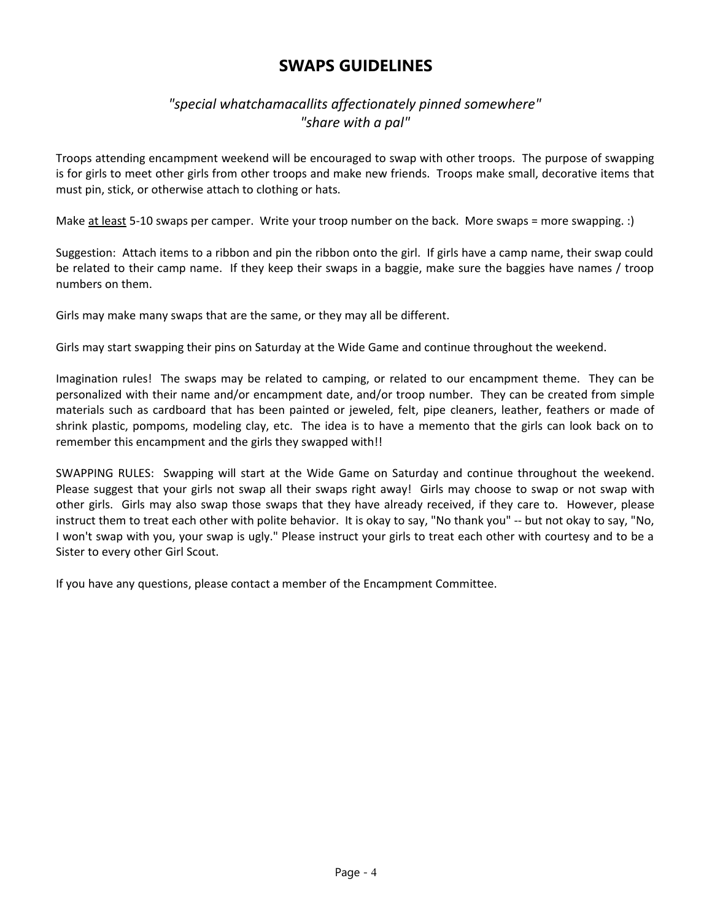# SWAPS GUIDELINES

*"special whatchamacallits affectionately pinned somewhere"*
*"share with a pal"*

Troops attending encampment weekend will be encouraged to swap with other troops. The purpose of swapping is for girls to meet other girls from other troops and make new friends. Troops make small, decorative items that must pin, stick, or otherwise attach to clothing or hats.

Make <u>at least</u> 5-10 swaps per camper. Write your troop number on the back. More swaps = more swapping. :)

Suggestion: Attach items to a ribbon and pin the ribbon onto the girl. If girls have a camp name, their swap could be related to their camp name. If they keep their swaps in a baggie, make sure the baggies have names / troop numbers on them.

Girls may make many swaps that are the same, or they may all be different.

Girls may start swapping their pins on Saturday at the Wide Game and continue throughout the weekend.

Imagination rules! The swaps may be related to camping, or related to our encampment theme. They can be personalized with their name and/or encampment date, and/or troop number. They can be created from simple materials such as cardboard that has been painted or jeweled, felt, pipe cleaners, leather, feathers or made of shrink plastic, pompoms, modeling clay, etc. The idea is to have a memento that the girls can look back on to remember this encampment and the girls they swapped with!!

SWAPPING RULES: Swapping will start at the Wide Game on Saturday and continue throughout the weekend. Please suggest that your girls not swap all their swaps right away! Girls may choose to swap or not swap with other girls. Girls may also swap those swaps that they have already received, if they care to. However, please instruct them to treat each other with polite behavior. It is okay to say, "No thank you" -- but not okay to say, "No, I won't swap with you, your swap is ugly." Please instruct your girls to treat each other with courtesy and to be a Sister to every other Girl Scout.

If you have any questions, please contact a member of the Encampment Committee.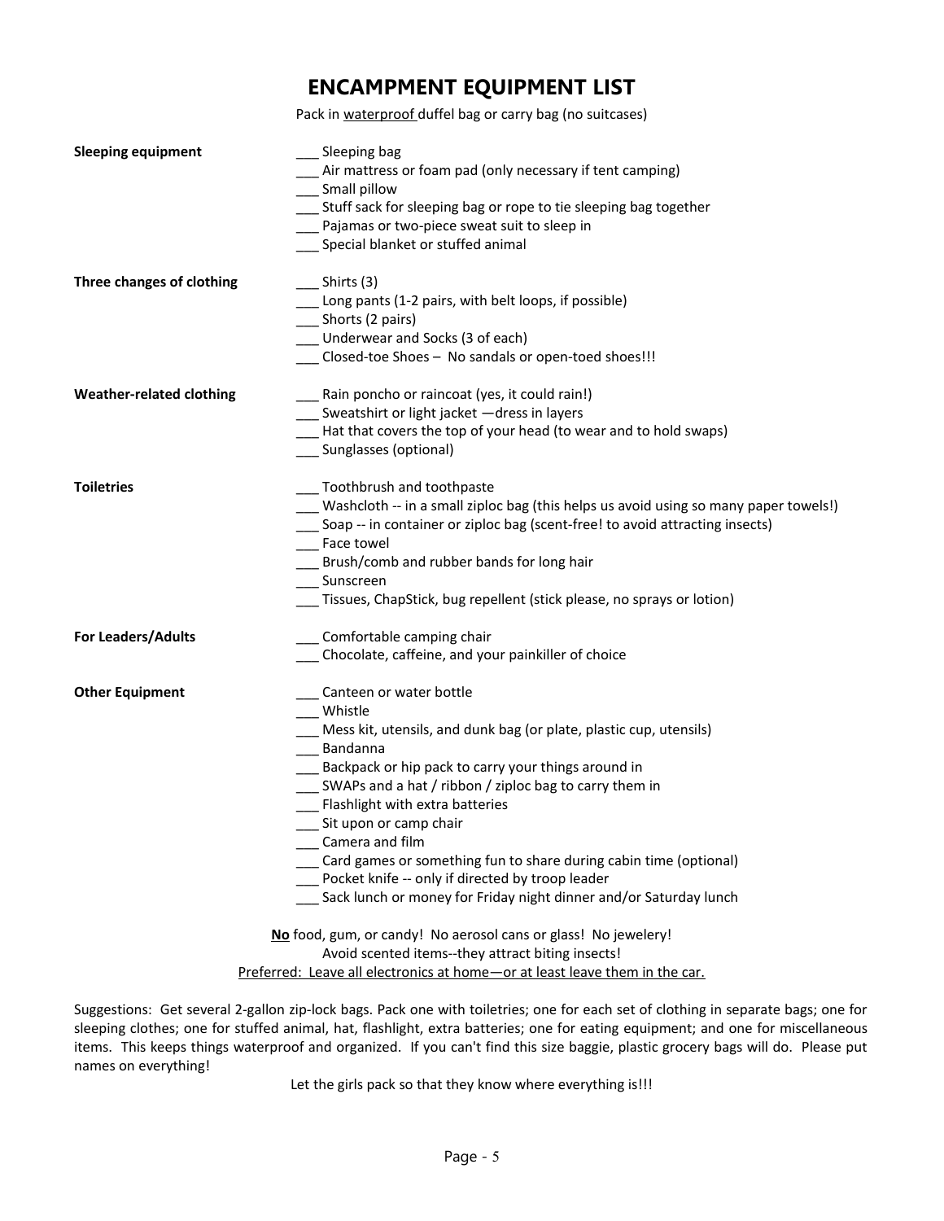# ENCAMPMENT EQUIPMENT LIST

Pack in <u>waterproof</u> duffel bag or carry bag (no suitcases)

**Sleeping equipment**

- ___ Sleeping bag
- ___ Air mattress or foam pad (only necessary if tent camping)
- ___ Small pillow
- ___ Stuff sack for sleeping bag or rope to tie sleeping bag together
- ___ Pajamas or two-piece sweat suit to sleep in
- ___ Special blanket or stuffed animal

**Three changes of clothing**

- ___ Shirts (3)
- ___ Long pants (1-2 pairs, with belt loops, if possible)
- ___ Shorts (2 pairs)
- ___ Underwear and Socks (3 of each)
- ___ Closed-toe Shoes – No sandals or open-toed shoes!!!

**Weather-related clothing**

- ___ Rain poncho or raincoat (yes, it could rain!)
- ___ Sweatshirt or light jacket —dress in layers
- ___ Hat that covers the top of your head (to wear and to hold swaps)
- ___ Sunglasses (optional)

**Toiletries**

- ___ Toothbrush and toothpaste
- ___ Washcloth -- in a small ziploc bag (this helps us avoid using so many paper towels!)
- ___ Soap -- in container or ziploc bag (scent-free! to avoid attracting insects)
- ___ Face towel
- ___ Brush/comb and rubber bands for long hair
- ___ Sunscreen
- ___ Tissues, ChapStick, bug repellent (stick please, no sprays or lotion)

**For Leaders/Adults**

- ___ Comfortable camping chair
- ___ Chocolate, caffeine, and your painkiller of choice

**Other Equipment**

- ___ Canteen or water bottle
- ___ Whistle
- ___ Mess kit, utensils, and dunk bag (or plate, plastic cup, utensils)
- ___ Bandanna
- ___ Backpack or hip pack to carry your things around in
- ___ SWAPs and a hat / ribbon / ziploc bag to carry them in
- ___ Flashlight with extra batteries
- ___ Sit upon or camp chair
- ___ Camera and film
- ___ Card games or something fun to share during cabin time (optional)
- ___ Pocket knife -- only if directed by troop leader
- ___ Sack lunch or money for Friday night dinner and/or Saturday lunch

**<u>No</u>** food, gum, or candy! No aerosol cans or glass! No jewelery!
Avoid scented items--they attract biting insects!
<u>Preferred: Leave all electronics at home—or at least leave them in the car.</u>

Suggestions: Get several 2-gallon zip-lock bags. Pack one with toiletries; one for each set of clothing in separate bags; one for sleeping clothes; one for stuffed animal, hat, flashlight, extra batteries; one for eating equipment; and one for miscellaneous items. This keeps things waterproof and organized. If you can't find this size baggie, plastic grocery bags will do. Please put names on everything!

Let the girls pack so that they know where everything is!!!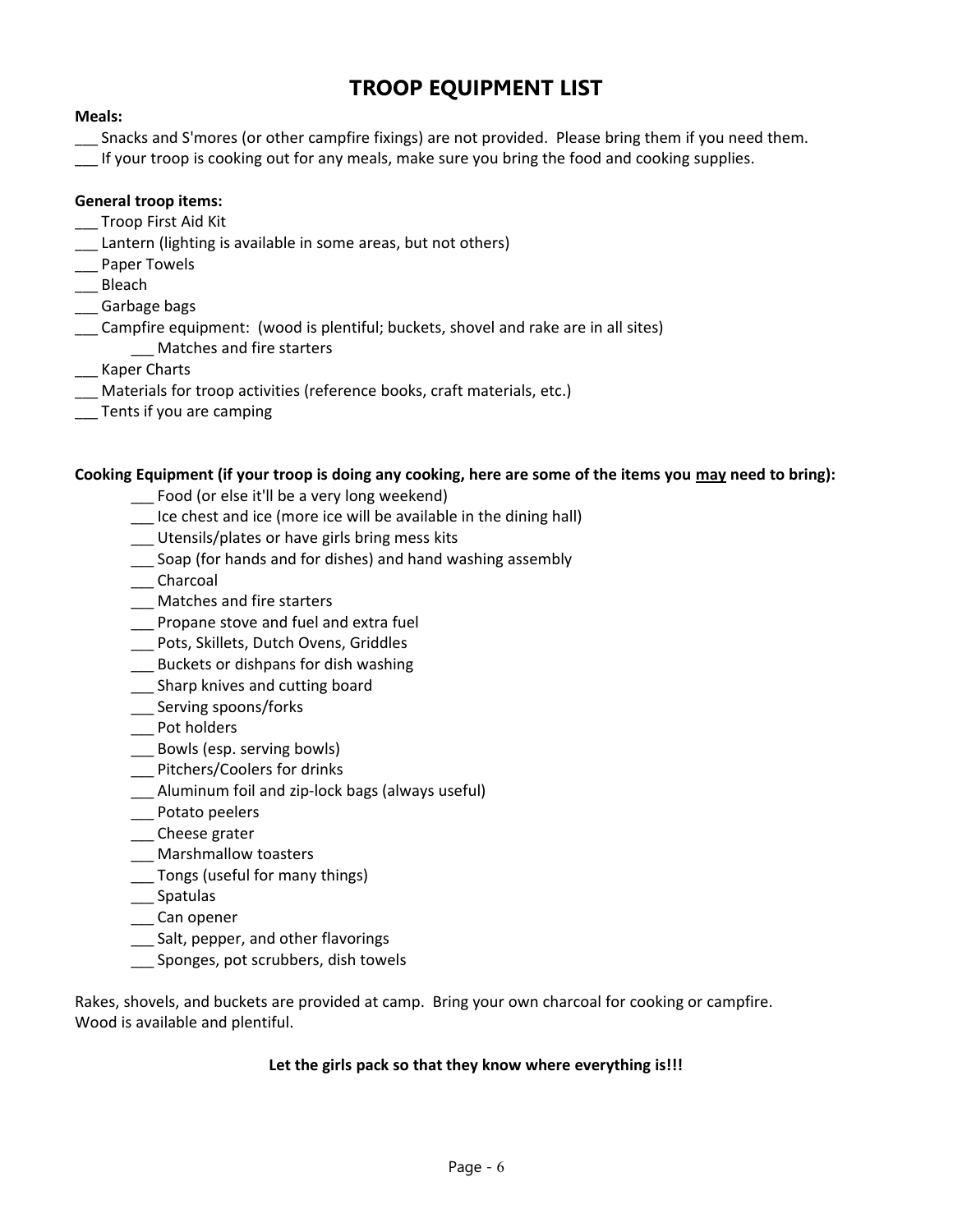# TROOP EQUIPMENT LIST

**Meals:**

___ Snacks and S'mores (or other campfire fixings) are not provided. Please bring them if you need them.
___ If your troop is cooking out for any meals, make sure you bring the food and cooking supplies.

**General troop items:**

___ Troop First Aid Kit
___ Lantern (lighting is available in some areas, but not others)
___ Paper Towels
___ Bleach
___ Garbage bags
___ Campfire equipment: (wood is plentiful; buckets, shovel and rake are in all sites)
    ___ Matches and fire starters
___ Kaper Charts
___ Materials for troop activities (reference books, craft materials, etc.)
___ Tents if you are camping

**Cooking Equipment (if your troop is doing any cooking, here are some of the items you <u>may</u> need to bring):**

___ Food (or else it'll be a very long weekend)
___ Ice chest and ice (more ice will be available in the dining hall)
___ Utensils/plates or have girls bring mess kits
___ Soap (for hands and for dishes) and hand washing assembly
___ Charcoal
___ Matches and fire starters
___ Propane stove and fuel and extra fuel
___ Pots, Skillets, Dutch Ovens, Griddles
___ Buckets or dishpans for dish washing
___ Sharp knives and cutting board
___ Serving spoons/forks
___ Pot holders
___ Bowls (esp. serving bowls)
___ Pitchers/Coolers for drinks
___ Aluminum foil and zip-lock bags (always useful)
___ Potato peelers
___ Cheese grater
___ Marshmallow toasters
___ Tongs (useful for many things)
___ Spatulas
___ Can opener
___ Salt, pepper, and other flavorings
___ Sponges, pot scrubbers, dish towels

Rakes, shovels, and buckets are provided at camp. Bring your own charcoal for cooking or campfire.
Wood is available and plentiful.

**Let the girls pack so that they know where everything is!!!**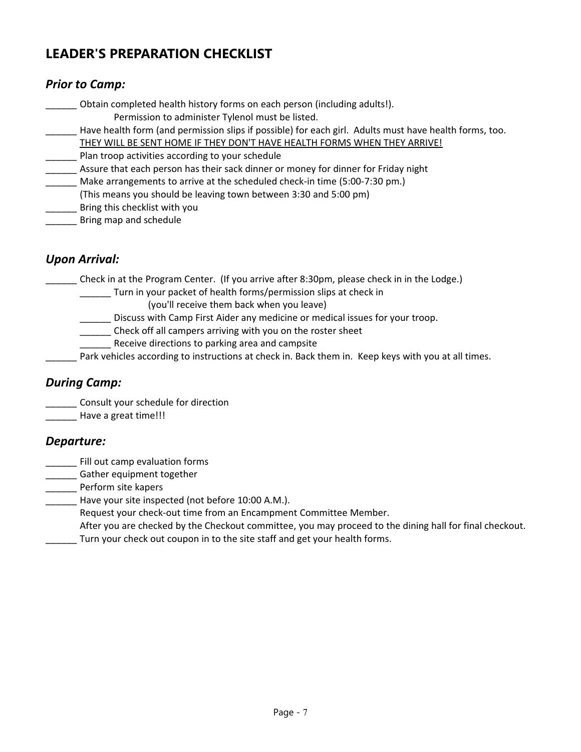# LEADER'S PREPARATION CHECKLIST

## *Prior to Camp:*

______ Obtain completed health history forms on each person (including adults!).
    Permission to administer Tylenol must be listed.

______ Have health form (and permission slips if possible) for each girl. Adults must have health forms, too.
<u>THEY WILL BE SENT HOME IF THEY DON'T HAVE HEALTH FORMS WHEN THEY ARRIVE!</u>

______ Plan troop activities according to your schedule

______ Assure that each person has their sack dinner or money for dinner for Friday night

______ Make arrangements to arrive at the scheduled check-in time (5:00-7:30 pm.)
(This means you should be leaving town between 3:30 and 5:00 pm)

______ Bring this checklist with you

______ Bring map and schedule

## *Upon Arrival:*

______ Check in at the Program Center. (If you arrive after 8:30pm, please check in in the Lodge.)

    ______ Turn in your packet of health forms/permission slips at check in
        (you'll receive them back when you leave)

    ______ Discuss with Camp First Aider any medicine or medical issues for your troop.

    ______ Check off all campers arriving with you on the roster sheet

    ______ Receive directions to parking area and campsite

______ Park vehicles according to instructions at check in. Back them in. Keep keys with you at all times.

## *During Camp:*

______ Consult your schedule for direction

______ Have a great time!!!

## *Departure:*

______ Fill out camp evaluation forms

______ Gather equipment together

______ Perform site kapers

______ Have your site inspected (not before 10:00 A.M.).
Request your check-out time from an Encampment Committee Member.
After you are checked by the Checkout committee, you may proceed to the dining hall for final checkout.

______ Turn your check out coupon in to the site staff and get your health forms.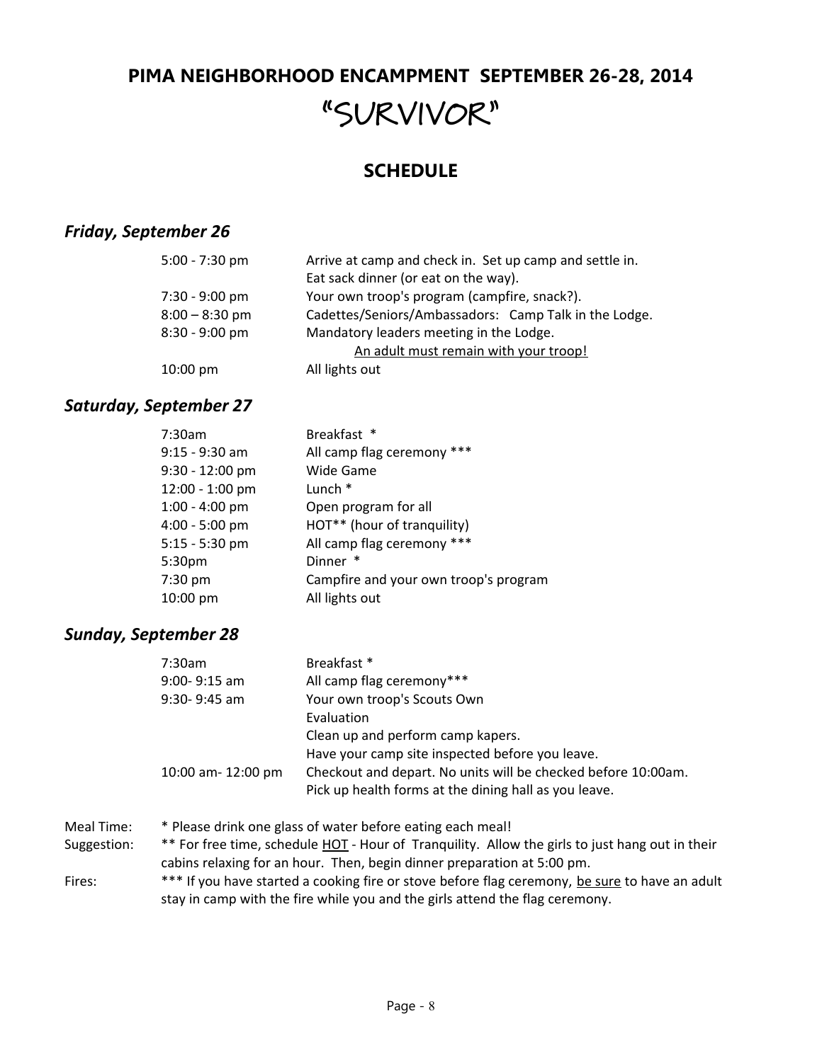# PIMA NEIGHBORHOOD ENCAMPMENT SEPTEMBER 26-28, 2014

# "SURVIVOR"

## SCHEDULE

### *Friday, September 26*

| | |
|---|---|
| 5:00 - 7:30 pm | Arrive at camp and check in. Set up camp and settle in. Eat sack dinner (or eat on the way). |
| 7:30 - 9:00 pm | Your own troop's program (campfire, snack?). |
| 8:00 – 8:30 pm | Cadettes/Seniors/Ambassadors: Camp Talk in the Lodge. |
| 8:30 - 9:00 pm | Mandatory leaders meeting in the Lodge. <u>An adult must remain with your troop!</u> |
| 10:00 pm | All lights out |

### *Saturday, September 27*

| | |
|---|---|
| 7:30am | Breakfast * |
| 9:15 - 9:30 am | All camp flag ceremony *** |
| 9:30 - 12:00 pm | Wide Game |
| 12:00 - 1:00 pm | Lunch * |
| 1:00 - 4:00 pm | Open program for all |
| 4:00 - 5:00 pm | HOT** (hour of tranquility) |
| 5:15 - 5:30 pm | All camp flag ceremony *** |
| 5:30pm | Dinner * |
| 7:30 pm | Campfire and your own troop's program |
| 10:00 pm | All lights out |

### *Sunday, September 28*

| | |
|---|---|
| 7:30am | Breakfast * |
| 9:00- 9:15 am | All camp flag ceremony*** |
| 9:30- 9:45 am | Your own troop's Scouts Own<br>Evaluation<br>Clean up and perform camp kapers.<br>Have your camp site inspected before you leave. |
| 10:00 am- 12:00 pm | Checkout and depart. No units will be checked before 10:00am.<br>Pick up health forms at the dining hall as you leave. |

| | |
|---|---|
| Meal Time: | * Please drink one glass of water before eating each meal! |
| Suggestion: | ** For free time, schedule <u>HOT</u> - Hour of Tranquility. Allow the girls to just hang out in their cabins relaxing for an hour. Then, begin dinner preparation at 5:00 pm. |
| Fires: | *** If you have started a cooking fire or stove before flag ceremony, <u>be sure</u> to have an adult stay in camp with the fire while you and the girls attend the flag ceremony. |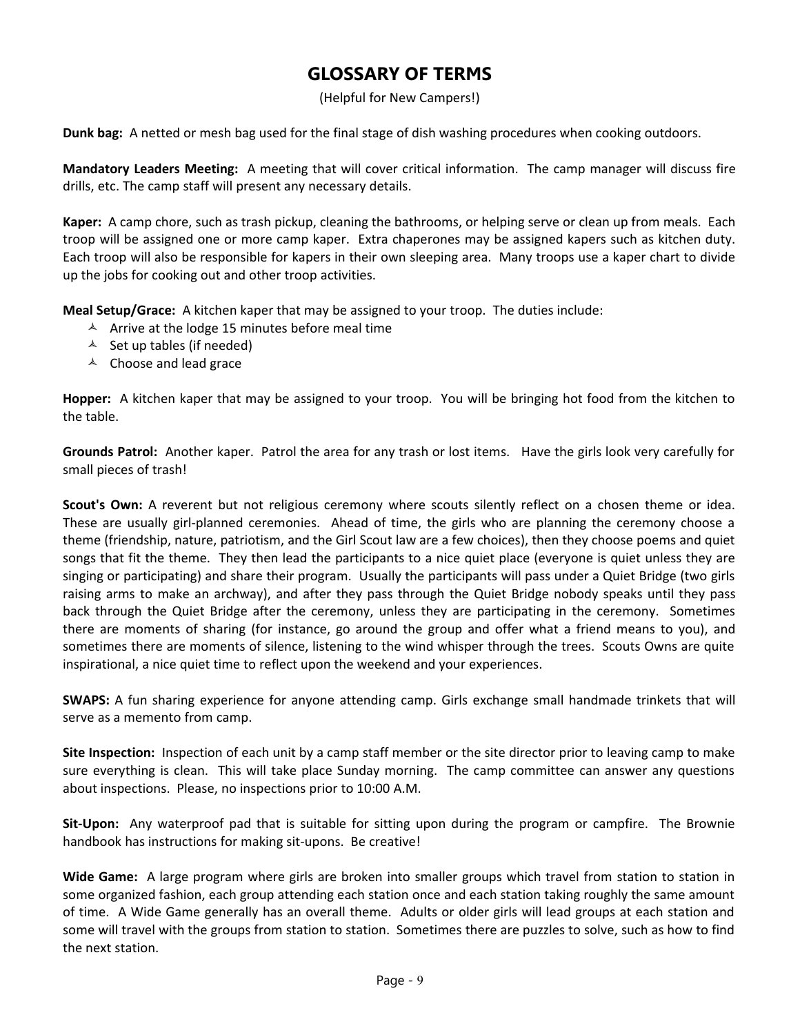# GLOSSARY OF TERMS

(Helpful for New Campers!)

**Dunk bag:** A netted or mesh bag used for the final stage of dish washing procedures when cooking outdoors.

**Mandatory Leaders Meeting:** A meeting that will cover critical information. The camp manager will discuss fire drills, etc. The camp staff will present any necessary details.

**Kaper:** A camp chore, such as trash pickup, cleaning the bathrooms, or helping serve or clean up from meals. Each troop will be assigned one or more camp kaper. Extra chaperones may be assigned kapers such as kitchen duty. Each troop will also be responsible for kapers in their own sleeping area. Many troops use a kaper chart to divide up the jobs for cooking out and other troop activities.

**Meal Setup/Grace:** A kitchen kaper that may be assigned to your troop. The duties include:

- Arrive at the lodge 15 minutes before meal time
- Set up tables (if needed)
- Choose and lead grace

**Hopper:** A kitchen kaper that may be assigned to your troop. You will be bringing hot food from the kitchen to the table.

**Grounds Patrol:** Another kaper. Patrol the area for any trash or lost items. Have the girls look very carefully for small pieces of trash!

**Scout's Own:** A reverent but not religious ceremony where scouts silently reflect on a chosen theme or idea. These are usually girl-planned ceremonies. Ahead of time, the girls who are planning the ceremony choose a theme (friendship, nature, patriotism, and the Girl Scout law are a few choices), then they choose poems and quiet songs that fit the theme. They then lead the participants to a nice quiet place (everyone is quiet unless they are singing or participating) and share their program. Usually the participants will pass under a Quiet Bridge (two girls raising arms to make an archway), and after they pass through the Quiet Bridge nobody speaks until they pass back through the Quiet Bridge after the ceremony, unless they are participating in the ceremony. Sometimes there are moments of sharing (for instance, go around the group and offer what a friend means to you), and sometimes there are moments of silence, listening to the wind whisper through the trees. Scouts Owns are quite inspirational, a nice quiet time to reflect upon the weekend and your experiences.

**SWAPS:** A fun sharing experience for anyone attending camp. Girls exchange small handmade trinkets that will serve as a memento from camp.

**Site Inspection:** Inspection of each unit by a camp staff member or the site director prior to leaving camp to make sure everything is clean. This will take place Sunday morning. The camp committee can answer any questions about inspections. Please, no inspections prior to 10:00 A.M.

**Sit-Upon:** Any waterproof pad that is suitable for sitting upon during the program or campfire. The Brownie handbook has instructions for making sit-upons. Be creative!

**Wide Game:** A large program where girls are broken into smaller groups which travel from station to station in some organized fashion, each group attending each station once and each station taking roughly the same amount of time. A Wide Game generally has an overall theme. Adults or older girls will lead groups at each station and some will travel with the groups from station to station. Sometimes there are puzzles to solve, such as how to find the next station.